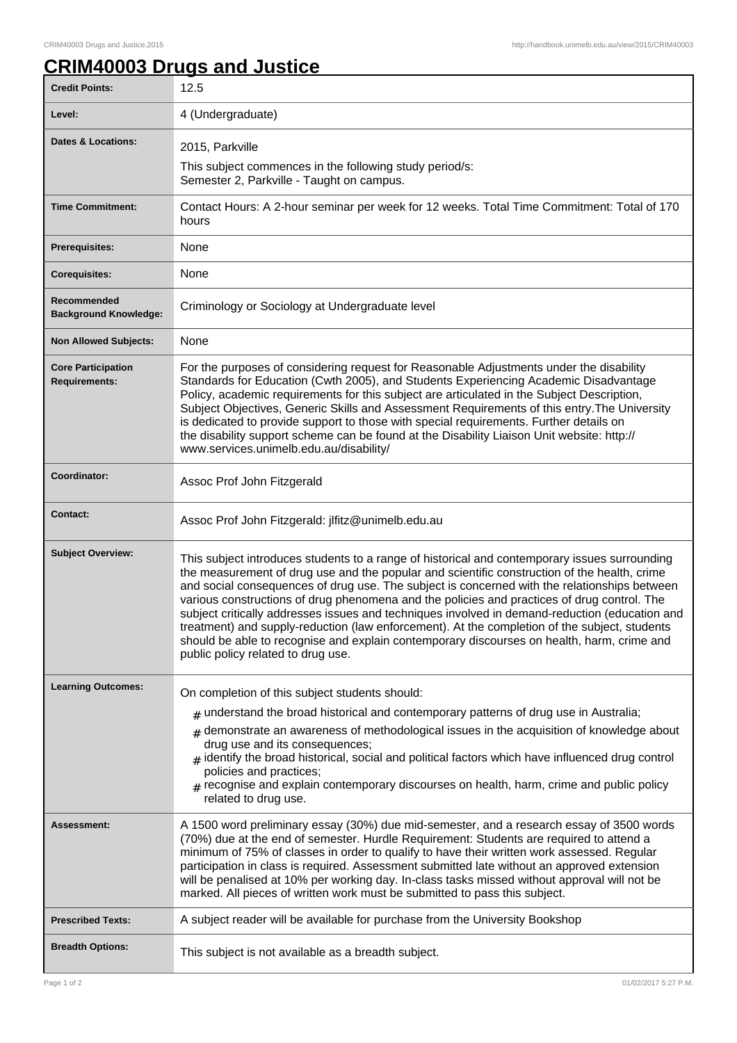# CRIM40003 Drugs and Justice

| | |
|---|---|
| **Credit Points:** | 12.5 |
| **Level:** | 4 (Undergraduate) |
| **Dates & Locations:** | 2015, Parkville<br>This subject commences in the following study period/s:<br>Semester 2, Parkville - Taught on campus. |
| **Time Commitment:** | Contact Hours: A 2-hour seminar per week for 12 weeks. Total Time Commitment: Total of 170 hours |
| **Prerequisites:** | None |
| **Corequisites:** | None |
| **Recommended Background Knowledge:** | Criminology or Sociology at Undergraduate level |
| **Non Allowed Subjects:** | None |
| **Core Participation Requirements:** | For the purposes of considering request for Reasonable Adjustments under the disability Standards for Education (Cwth 2005), and Students Experiencing Academic Disadvantage Policy, academic requirements for this subject are articulated in the Subject Description, Subject Objectives, Generic Skills and Assessment Requirements of this entry.The University is dedicated to provide support to those with special requirements. Further details on the disability support scheme can be found at the Disability Liaison Unit website: http://www.services.unimelb.edu.au/disability/ |
| **Coordinator:** | Assoc Prof John Fitzgerald |
| **Contact:** | Assoc Prof John Fitzgerald: jlfitz@unimelb.edu.au |
| **Subject Overview:** | This subject introduces students to a range of historical and contemporary issues surrounding the measurement of drug use and the popular and scientific construction of the health, crime and social consequences of drug use. The subject is concerned with the relationships between various constructions of drug phenomena and the policies and practices of drug control. The subject critically addresses issues and techniques involved in demand-reduction (education and treatment) and supply-reduction (law enforcement). At the completion of the subject, students should be able to recognise and explain contemporary discourses on health, harm, crime and public policy related to drug use. |
| **Learning Outcomes:** | On completion of this subject students should:<br># understand the broad historical and contemporary patterns of drug use in Australia;<br># demonstrate an awareness of methodological issues in the acquisition of knowledge about drug use and its consequences;<br># identify the broad historical, social and political factors which have influenced drug control policies and practices;<br># recognise and explain contemporary discourses on health, harm, crime and public policy related to drug use. |
| **Assessment:** | A 1500 word preliminary essay (30%) due mid-semester, and a research essay of 3500 words (70%) due at the end of semester. Hurdle Requirement: Students are required to attend a minimum of 75% of classes in order to qualify to have their written work assessed. Regular participation in class is required. Assessment submitted late without an approved extension will be penalised at 10% per working day. In-class tasks missed without approval will not be marked. All pieces of written work must be submitted to pass this subject. |
| **Prescribed Texts:** | A subject reader will be available for purchase from the University Bookshop |
| **Breadth Options:** | This subject is not available as a breadth subject. |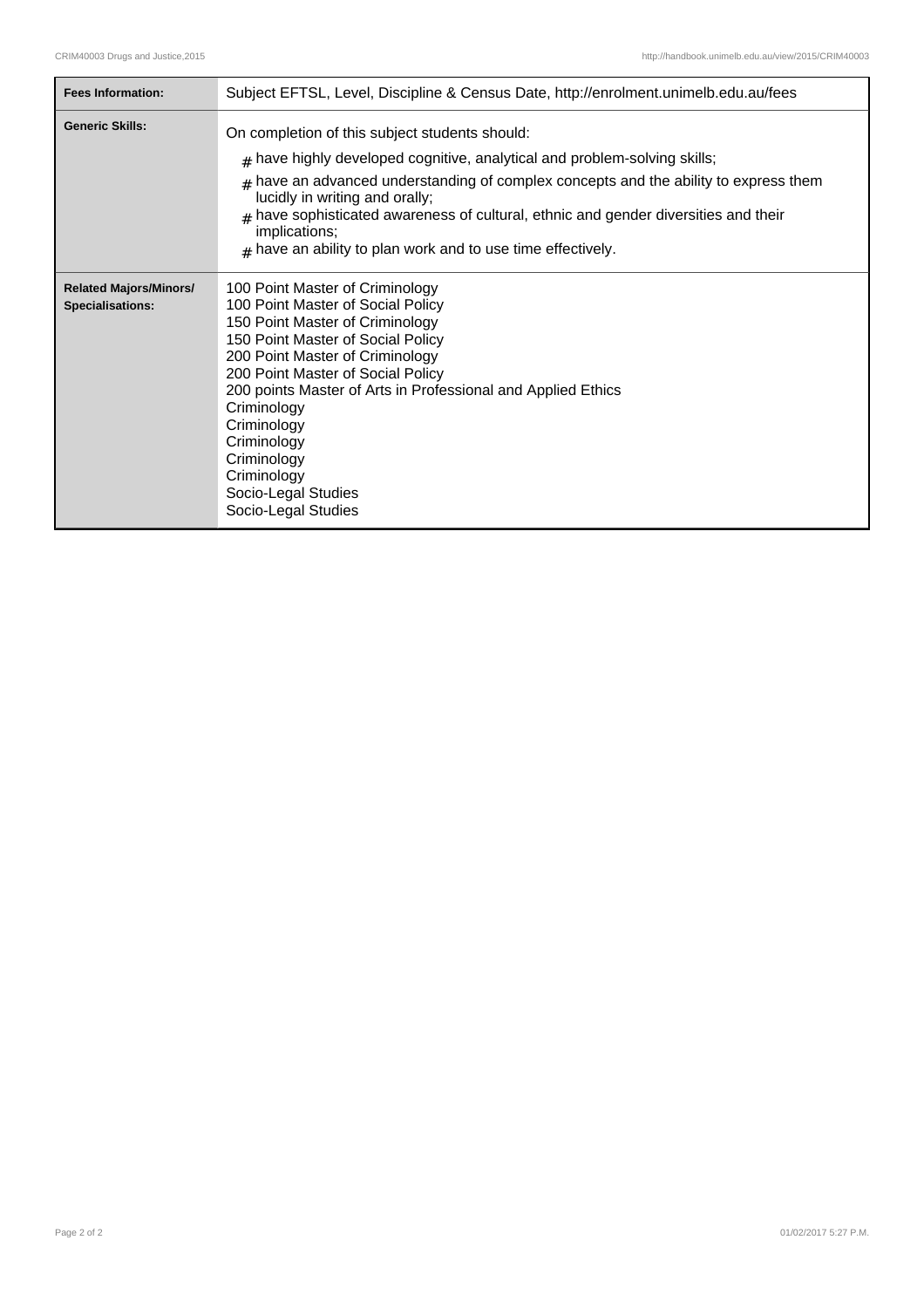| | |
|---|---|
| **Fees Information:** | Subject EFTSL, Level, Discipline & Census Date, http://enrolment.unimelb.edu.au/fees |
| **Generic Skills:** | On completion of this subject students should:<br># have highly developed cognitive, analytical and problem-solving skills;<br># have an advanced understanding of complex concepts and the ability to express them lucidly in writing and orally;<br># have sophisticated awareness of cultural, ethnic and gender diversities and their implications;<br># have an ability to plan work and to use time effectively. |
| **Related Majors/Minors/ Specialisations:** | 100 Point Master of Criminology<br>100 Point Master of Social Policy<br>150 Point Master of Criminology<br>150 Point Master of Social Policy<br>200 Point Master of Criminology<br>200 Point Master of Social Policy<br>200 points Master of Arts in Professional and Applied Ethics<br>Criminology<br>Criminology<br>Criminology<br>Criminology<br>Criminology<br>Socio-Legal Studies<br>Socio-Legal Studies |